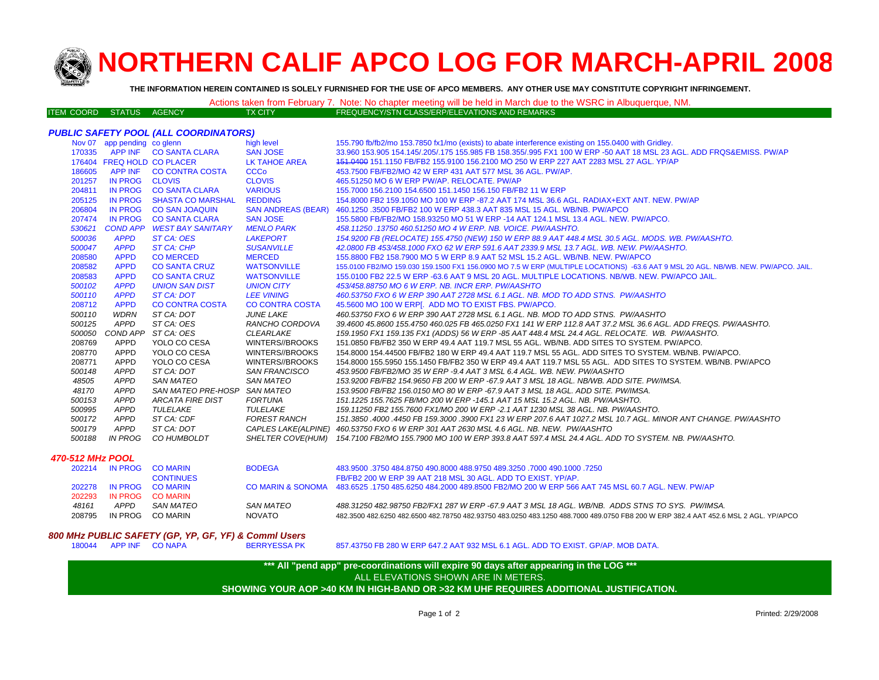# NORTHERN CALIF APCO LOG FOR MARCH-APRIL 2008

**THE INFORMATION HEREIN CONTAINED IS SOLELY FURNISHED FOR THE USE OF APCO MEMBERS. ANY OTHER USE MAY CONSTITUTE COPYRIGHT INFRINGEMENT.**

Actions taken from February 7. Note: No chapter meeting will be held in March due to the WSRC in Albuquerque, NM.

| ITEM COORD | STATUS | AGENCY | TX CITY | FREQUENCY/STN CLASS/ERP/ELEVATIONS AND REMARKS |
|---|---|---|---|---|
| ***PUBLIC SAFETY POOL (ALL COORDINATORS)*** | | | | |
| Nov 07 | app pending | co glenn | high level | 155.790 fb/fb2/mo 153.7850 fx1/mo (exists) to abate interference existing on 155.0400 with Gridley. |
| 170335 | APP INF | CO SANTA CLARA | SAN JOSE | 33.960 153.905 154.145/.205/.175 155.985 FB 158.355/.995 FX1 100 W ERP -50 AAT 18 MSL 23 AGL. ADD FRQS&EMISS. PW/AP |
| 176404 | FREQ HOLD | CO PLACER | LK TAHOE AREA | ~~151.0400~~ 151.1150 FB/FB2 155.9100 156.2100 MO 250 W ERP 227 AAT 2283 MSL 27 AGL. YP/AP |
| 186605 | APP INF | CO CONTRA COSTA | CCCo | 453.7500 FB/FB2/MO 42 W ERP 431 AAT 577 MSL 36 AGL. PW/AP. |
| 201257 | IN PROG | CLOVIS | CLOVIS | 465.51250 MO 6 W ERP PW/AP. RELOCATE. PW/AP |
| 204811 | IN PROG | CO SANTA CLARA | VARIOUS | 155.7000 156.2100 154.6500 151.1450 156.150 FB/FB2 11 W ERP |
| 205125 | IN PROG | SHASTA CO MARSHAL | REDDING | 154.8000 FB2 159.1050 MO 100 W ERP -87.2 AAT 174 MSL 36.6 AGL. RADIAX+EXT ANT. NEW. PW/AP |
| 206804 | IN PROG | CO SAN JOAQUIN | SAN ANDREAS (BEAR) | 460.1250 .3500 FB/FB2 100 W ERP 438.3 AAT 835 MSL 15 AGL. WB/NB. PW/APCO |
| 207474 | IN PROG | CO SANTA CLARA | SAN JOSE | 155.5800 FB/FB2/MO 158.93250 MO 51 W ERP -14 AAT 124.1 MSL 13.4 AGL. NEW. PW/APCO. |
| *530621* | *COND APP* | *WEST BAY SANITARY* | *MENLO PARK* | *458.11250 .13750 460.51250 MO 4 W ERP. NB. VOICE. PW/AASHTO.* |
| *500036* | *APPD* | *ST CA: OES* | *LAKEPORT* | *154.9200 FB (RELOCATE) 155.4750 (NEW) 150 W ERP 88.9 AAT 448.4 MSL 30.5 AGL. MODS. WB. PW/AASHTO.* |
| *500047* | *APPD* | *ST CA: CHP* | *SUSANVILLE* | *42.0800 FB 453/458.1000 FXO 62 W ERP 591.6 AAT 2339.9 MSL 13.7 AGL. NEW. PW/AASHTO.* |
| 208580 | APPD | CO MERCED | MERCED | 155.8800 FB2 158.7900 MO 5 W ERP 8.9 AAT 52 MSL 15.2 AGL. WB/NB. NEW. PW/APCO |
| 208582 | APPD | CO SANTA CRUZ | WATSONVILLE | 155.0100 FB2/MO 159.030 159.1500 FX1 156.0900 MO 7.5 W ERP (MULTIPLE LOCATIONS) -63.6 AAT 9 MSL 20 AGL. NB/WB. NEW. PW/APCO. JAIL. |
| 208583 | APPD | CO SANTA CRUZ | WATSONVILLE | 155.0100 FB2 22.5 W ERP -63.6 AAT 9 MSL 20 AGL. MULTIPLE LOCATIONS. NB/WB. NEW. PW/APCO JAIL. |
| *500102* | *APPD* | *UNION SAN DIST* | *UNION CITY* | *453/458.88750 MO 6 W ERP. NB. INCR ERP. PW/AASHTO* |
| *500110* | *APPD* | *ST CA: DOT* | *LEE VINING* | *460.53750 FXO 6 W ERP 390 AAT 2728 MSL 6.1 AGL. NB. MOD TO ADD STNS. PW/AASHTO* |
| 208712 | APPD | CO CONTRA COSTA | CO CONTRA COSTA | 45.5600 MO 100 W ERP[. ADD MO TO EXIST FBS. PW/APCO. |
| *500110* | *WDRN* | *ST CA: DOT* | *JUNE LAKE* | *460.53750 FXO 6 W ERP 390 AAT 2728 MSL 6.1 AGL. NB. MOD TO ADD STNS. PW/AASHTO* |
| *500125* | *APPD* | *ST CA: OES* | *RANCHO CORDOVA* | *39.4600 45.8600 155.4750 460.025 FB 465.0250 FX1 141 W ERP 112.8 AAT 37.2 MSL 36.6 AGL. ADD FREQS. PW/AASHTO.* |
| *500050* | *COND APP* | *ST CA: OES* | *CLEARLAKE* | *159.1950 FX1 159.135 FX1 (ADDS) 56 W ERP -85 AAT 448.4 MSL 24.4 AGL. RELOCATE. WB. PW/AASHTO.* |
| 208769 | APPD | YOLO CO CESA | WINTERS//BROOKS | 151.0850 FB/FB2 350 W ERP 49.4 AAT 119.7 MSL 55 AGL. WB/NB. ADD SITES TO SYSTEM. PW/APCO. |
| 208770 | APPD | YOLO CO CESA | WINTERS//BROOKS | 154.8000 154.44500 FB/FB2 180 W ERP 49.4 AAT 119.7 MSL 55 AGL. ADD SITES TO SYSTEM. WB/NB. PW/APCO. |
| 208771 | APPD | YOLO CO CESA | WINTERS//BROOKS | 154.8000 155.5950 155.1450 FB/FB2 350 W ERP 49.4 AAT 119.7 MSL 55 AGL. ADD SITES TO SYSTEM. WB/NB. PW/APCO |
| *500148* | *APPD* | *ST CA: DOT* | *SAN FRANCISCO* | *453.9500 FB/FB2/MO 35 W ERP -9.4 AAT 3 MSL 6.4 AGL. WB. NEW. PW/AASHTO* |
| *48505* | *APPD* | *SAN MATEO* | *SAN MATEO* | *153.9200 FB/FB2 154.9650 FB 200 W ERP -67.9 AAT 3 MSL 18 AGL. NB/WB. ADD SITE. PW/IMSA.* |
| *48170* | *APPD* | *SAN MATEO PRE-HOSP* | *SAN MATEO* | *153.9500 FB/FB2 156.0150 MO 80 W ERP -67.9 AAT 3 MSL 18 AGL. ADD SITE. PW/IMSA.* |
| *500153* | *APPD* | *ARCATA FIRE DIST* | *FORTUNA* | *151.1225 155.7625 FB/MO 200 W ERP -145.1 AAT 15 MSL 15.2 AGL. NB. PW/AASHTO.* |
| *500995* | *APPD* | *TULELAKE* | *TULELAKE* | *159.11250 FB2 155.7600 FX1/MO 200 W ERP -2.1 AAT 1230 MSL 38 AGL. NB. PW/AASHTO.* |
| *500172* | *APPD* | *ST CA: CDF* | *FOREST RANCH* | *151.3850 .4000 .4450 FB 159.3000 .3900 FX1 23 W ERP 207.6 AAT 1027.2 MSL 10.7 AGL. MINOR ANT CHANGE. PW/AASHTO* |
| *500179* | *APPD* | *ST CA: DOT* | *CAPLES LAKE(ALPINE)* | *460.53750 FXO 6 W ERP 301 AAT 2630 MSL 4.6 AGL. NB. NEW. PW/AASHTO* |
| *500188* | *IN PROG* | *CO HUMBOLDT* | *SHELTER COVE(HUM)* | *154.7100 FB2/MO 155.7900 MO 100 W ERP 393.8 AAT 597.4 MSL 24.4 AGL. ADD TO SYSTEM. NB. PW/AASHTO.* |
| ***470-512 MHz POOL*** | | | | |
| 202214 | IN PROG | CO MARIN | BODEGA | 483.9500 .3750 484.8750 490.8000 488.9750 489.3250 .7000 490.1000 .7250 |
| | | CONTINUES | | FB/FB2 200 W ERP 39 AAT 218 MSL 30 AGL. ADD TO EXIST. YP/AP. |
| 202278 | IN PROG | CO MARIN | CO MARIN & SONOMA | 483.6525 .1750 485.6250 484.2000 489.8500 FB2/MO 200 W ERP 566 AAT 745 MSL 60.7 AGL. NEW. PW/AP |
| 202293 | IN PROG | CO MARIN | | |
| *48161* | *APPD* | *SAN MATEO* | *SAN MATEO* | *488.31250 482.98750 FB2/FX1 287 W ERP -67.9 AAT 3 MSL 18 AGL. WB/NB. ADDS STNS TO SYS. PW/IMSA.* |
| 208795 | IN PROG | CO MARIN | NOVATO | 482.3500 482.6250 482.6500 482.78750 482.93750 483.0250 483.1250 488.7000 489.0750 FB8 200 W ERP 382.4 AAT 452.6 MSL 2 AGL. YP/APCO |
| ***800 MHz PUBLIC SAFETY (GP, YP, GF, YF) & Comml Users*** | | | | |
| 180044 | APP INF | CO NAPA | BERRYESSA PK | 857.43750 FB 280 W ERP 647.2 AAT 932 MSL 6.1 AGL. ADD TO EXIST. GP/AP. MOB DATA. |

**\*\*\* All "pend app" pre-coordinations will expire 90 days after appearing in the LOG \*\*\***

ALL ELEVATIONS SHOWN ARE IN METERS.

**SHOWING YOUR AOP >40 KM IN HIGH-BAND OR >32 KM UHF REQUIRES ADDITIONAL JUSTIFICATION.**

Printed: 2/29/2008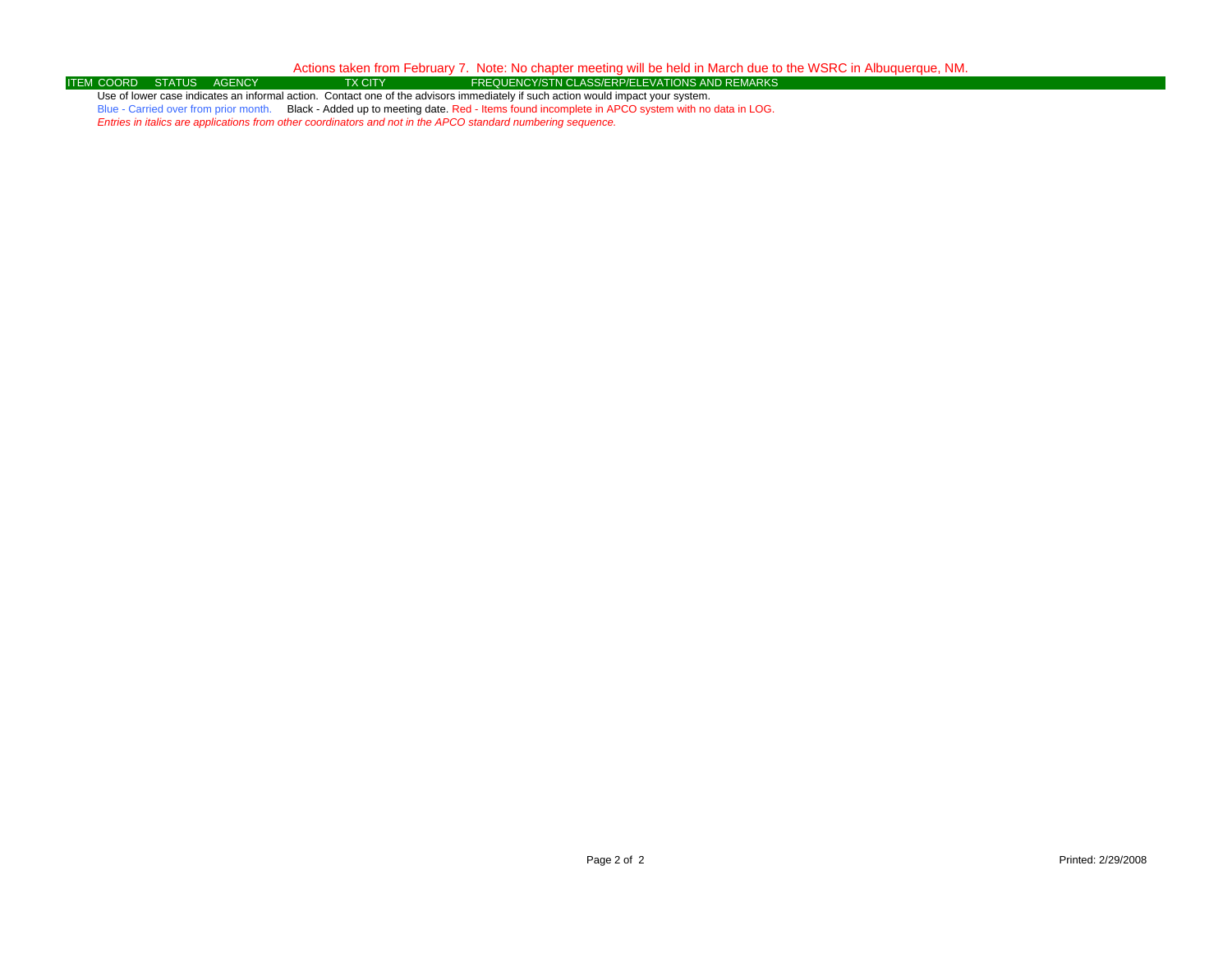Actions taken from February 7. Note: No chapter meeting will be held in March due to the WSRC in Albuquerque, NM.

| ITEM | COORD | STATUS | AGENCY | TX CITY | FREQUENCY/STN CLASS/ERP/ELEVATIONS AND REMARKS |
|---|---|---|---|---|---|

Use of lower case indicates an informal action. Contact one of the advisors immediately if such action would impact your system.

Blue - Carried over from prior month. Black - Added up to meeting date. Red - Items found incomplete in APCO system with no data in LOG.

*Entries in italics are applications from other coordinators and not in the APCO standard numbering sequence.*

Printed: 2/29/2008